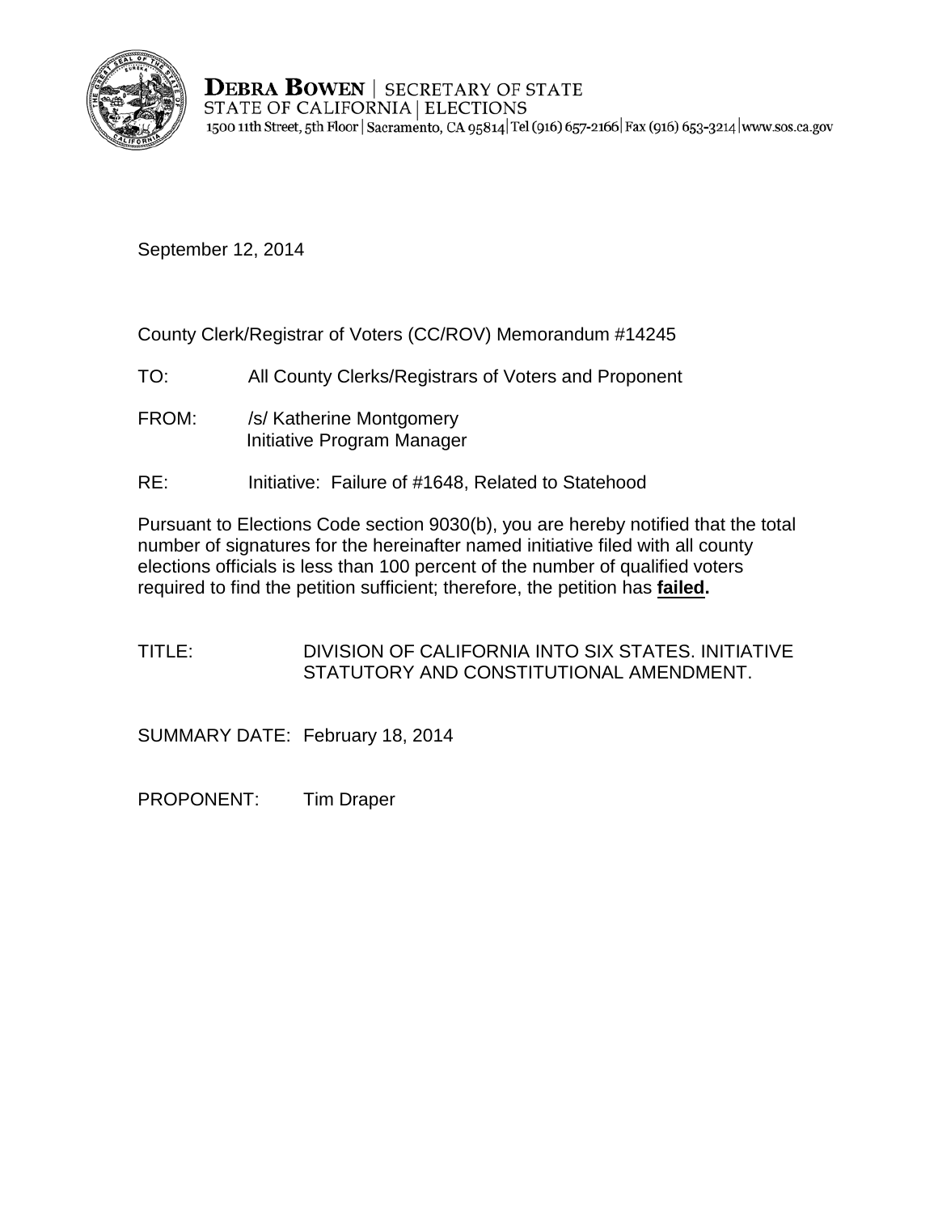**DEBRA BOWEN** | SECRETARY OF STATE
STATE OF CALIFORNIA | ELECTIONS
1500 11th Street, 5th Floor | Sacramento, CA 95814 | Tel (916) 657-2166 | Fax (916) 653-3214 | www.sos.ca.gov

September 12, 2014

County Clerk/Registrar of Voters (CC/ROV) Memorandum #14245

TO: All County Clerks/Registrars of Voters and Proponent

FROM: /s/ Katherine Montgomery
Initiative Program Manager

RE: Initiative: Failure of #1648, Related to Statehood

Pursuant to Elections Code section 9030(b), you are hereby notified that the total number of signatures for the hereinafter named initiative filed with all county elections officials is less than 100 percent of the number of qualified voters required to find the petition sufficient; therefore, the petition has **failed.**

TITLE: DIVISION OF CALIFORNIA INTO SIX STATES. INITIATIVE STATUTORY AND CONSTITUTIONAL AMENDMENT.

SUMMARY DATE: February 18, 2014

PROPONENT: Tim Draper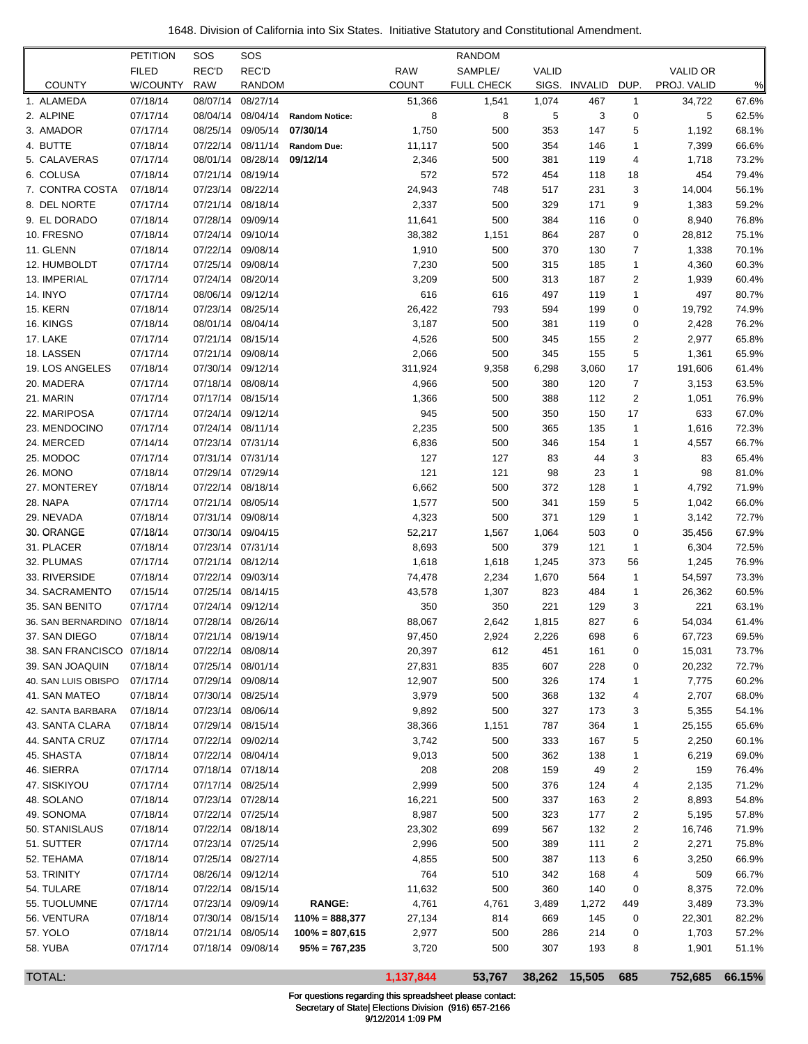1648. Division of California into Six States. Initiative Statutory and Constitutional Amendment.

| COUNTY | PETITION FILED W/COUNTY | SOS REC'D RAW | SOS REC'D RANDOM | | RAW COUNT | RANDOM SAMPLE/ FULL CHECK | VALID SIGS. | INVALID | DUP. | VALID OR PROJ. VALID | % |
|---|---|---|---|---|---|---|---|---|---|---|---|
| 1. ALAMEDA | 07/18/14 | 08/07/14 | 08/27/14 | | 51,366 | 1,541 | 1,074 | 467 | 1 | 34,722 | 67.6% |
| 2. ALPINE | 07/17/14 | 08/04/14 | 08/04/14 | **Random Notice:** | 8 | 8 | 5 | 3 | 0 | 5 | 62.5% |
| 3. AMADOR | 07/17/14 | 08/25/14 | 09/05/14 | **07/30/14** | 1,750 | 500 | 353 | 147 | 5 | 1,192 | 68.1% |
| 4. BUTTE | 07/18/14 | 07/22/14 | 08/11/14 | **Random Due:** | 11,117 | 500 | 354 | 146 | 1 | 7,399 | 66.6% |
| 5. CALAVERAS | 07/17/14 | 08/01/14 | 08/28/14 | **09/12/14** | 2,346 | 500 | 381 | 119 | 4 | 1,718 | 73.2% |
| 6. COLUSA | 07/18/14 | 07/21/14 | 08/19/14 | | 572 | 572 | 454 | 118 | 18 | 454 | 79.4% |
| 7. CONTRA COSTA | 07/18/14 | 07/23/14 | 08/22/14 | | 24,943 | 748 | 517 | 231 | 3 | 14,004 | 56.1% |
| 8. DEL NORTE | 07/17/14 | 07/21/14 | 08/18/14 | | 2,337 | 500 | 329 | 171 | 9 | 1,383 | 59.2% |
| 9. EL DORADO | 07/18/14 | 07/28/14 | 09/09/14 | | 11,641 | 500 | 384 | 116 | 0 | 8,940 | 76.8% |
| 10. FRESNO | 07/18/14 | 07/24/14 | 09/10/14 | | 38,382 | 1,151 | 864 | 287 | 0 | 28,812 | 75.1% |
| 11. GLENN | 07/18/14 | 07/22/14 | 09/08/14 | | 1,910 | 500 | 370 | 130 | 7 | 1,338 | 70.1% |
| 12. HUMBOLDT | 07/17/14 | 07/25/14 | 09/08/14 | | 7,230 | 500 | 315 | 185 | 1 | 4,360 | 60.3% |
| 13. IMPERIAL | 07/17/14 | 07/24/14 | 08/20/14 | | 3,209 | 500 | 313 | 187 | 2 | 1,939 | 60.4% |
| 14. INYO | 07/17/14 | 08/06/14 | 09/12/14 | | 616 | 616 | 497 | 119 | 1 | 497 | 80.7% |
| 15. KERN | 07/18/14 | 07/23/14 | 08/25/14 | | 26,422 | 793 | 594 | 199 | 0 | 19,792 | 74.9% |
| 16. KINGS | 07/18/14 | 08/01/14 | 08/04/14 | | 3,187 | 500 | 381 | 119 | 0 | 2,428 | 76.2% |
| 17. LAKE | 07/17/14 | 07/21/14 | 08/15/14 | | 4,526 | 500 | 345 | 155 | 2 | 2,977 | 65.8% |
| 18. LASSEN | 07/17/14 | 07/21/14 | 09/08/14 | | 2,066 | 500 | 345 | 155 | 5 | 1,361 | 65.9% |
| 19. LOS ANGELES | 07/18/14 | 07/30/14 | 09/12/14 | | 311,924 | 9,358 | 6,298 | 3,060 | 17 | 191,606 | 61.4% |
| 20. MADERA | 07/17/14 | 07/18/14 | 08/08/14 | | 4,966 | 500 | 380 | 120 | 7 | 3,153 | 63.5% |
| 21. MARIN | 07/17/14 | 07/17/14 | 08/15/14 | | 1,366 | 500 | 388 | 112 | 2 | 1,051 | 76.9% |
| 22. MARIPOSA | 07/17/14 | 07/24/14 | 09/12/14 | | 945 | 500 | 350 | 150 | 17 | 633 | 67.0% |
| 23. MENDOCINO | 07/17/14 | 07/24/14 | 08/11/14 | | 2,235 | 500 | 365 | 135 | 1 | 1,616 | 72.3% |
| 24. MERCED | 07/14/14 | 07/23/14 | 07/31/14 | | 6,836 | 500 | 346 | 154 | 1 | 4,557 | 66.7% |
| 25. MODOC | 07/17/14 | 07/31/14 | 07/31/14 | | 127 | 127 | 83 | 44 | 3 | 83 | 65.4% |
| 26. MONO | 07/18/14 | 07/29/14 | 07/29/14 | | 121 | 121 | 98 | 23 | 1 | 98 | 81.0% |
| 27. MONTEREY | 07/18/14 | 07/22/14 | 08/18/14 | | 6,662 | 500 | 372 | 128 | 1 | 4,792 | 71.9% |
| 28. NAPA | 07/17/14 | 07/21/14 | 08/05/14 | | 1,577 | 500 | 341 | 159 | 5 | 1,042 | 66.0% |
| 29. NEVADA | 07/18/14 | 07/31/14 | 09/08/14 | | 4,323 | 500 | 371 | 129 | 1 | 3,142 | 72.7% |
| 30. ORANGE | 07/18/14 | 07/30/14 | 09/04/15 | | 52,217 | 1,567 | 1,064 | 503 | 0 | 35,456 | 67.9% |
| 31. PLACER | 07/18/14 | 07/23/14 | 07/31/14 | | 8,693 | 500 | 379 | 121 | 1 | 6,304 | 72.5% |
| 32. PLUMAS | 07/17/14 | 07/21/14 | 08/12/14 | | 1,618 | 1,618 | 1,245 | 373 | 56 | 1,245 | 76.9% |
| 33. RIVERSIDE | 07/18/14 | 07/22/14 | 09/03/14 | | 74,478 | 2,234 | 1,670 | 564 | 1 | 54,597 | 73.3% |
| 34. SACRAMENTO | 07/15/14 | 07/25/14 | 08/14/15 | | 43,578 | 1,307 | 823 | 484 | 1 | 26,362 | 60.5% |
| 35. SAN BENITO | 07/17/14 | 07/24/14 | 09/12/14 | | 350 | 350 | 221 | 129 | 3 | 221 | 63.1% |
| 36. SAN BERNARDINO | 07/18/14 | 07/28/14 | 08/26/14 | | 88,067 | 2,642 | 1,815 | 827 | 6 | 54,034 | 61.4% |
| 37. SAN DIEGO | 07/18/14 | 07/21/14 | 08/19/14 | | 97,450 | 2,924 | 2,226 | 698 | 6 | 67,723 | 69.5% |
| 38. SAN FRANCISCO | 07/18/14 | 07/22/14 | 08/08/14 | | 20,397 | 612 | 451 | 161 | 0 | 15,031 | 73.7% |
| 39. SAN JOAQUIN | 07/18/14 | 07/25/14 | 08/01/14 | | 27,831 | 835 | 607 | 228 | 0 | 20,232 | 72.7% |
| 40. SAN LUIS OBISPO | 07/17/14 | 07/29/14 | 09/08/14 | | 12,907 | 500 | 326 | 174 | 1 | 7,775 | 60.2% |
| 41. SAN MATEO | 07/18/14 | 07/30/14 | 08/25/14 | | 3,979 | 500 | 368 | 132 | 4 | 2,707 | 68.0% |
| 42. SANTA BARBARA | 07/18/14 | 07/23/14 | 08/06/14 | | 9,892 | 500 | 327 | 173 | 3 | 5,355 | 54.1% |
| 43. SANTA CLARA | 07/18/14 | 07/29/14 | 08/15/14 | | 38,366 | 1,151 | 787 | 364 | 1 | 25,155 | 65.6% |
| 44. SANTA CRUZ | 07/17/14 | 07/22/14 | 09/02/14 | | 3,742 | 500 | 333 | 167 | 5 | 2,250 | 60.1% |
| 45. SHASTA | 07/18/14 | 07/22/14 | 08/04/14 | | 9,013 | 500 | 362 | 138 | 1 | 6,219 | 69.0% |
| 46. SIERRA | 07/17/14 | 07/18/14 | 07/18/14 | | 208 | 208 | 159 | 49 | 2 | 159 | 76.4% |
| 47. SISKIYOU | 07/17/14 | 07/17/14 | 08/25/14 | | 2,999 | 500 | 376 | 124 | 4 | 2,135 | 71.2% |
| 48. SOLANO | 07/18/14 | 07/23/14 | 07/28/14 | | 16,221 | 500 | 337 | 163 | 2 | 8,893 | 54.8% |
| 49. SONOMA | 07/18/14 | 07/22/14 | 07/25/14 | | 8,987 | 500 | 323 | 177 | 2 | 5,195 | 57.8% |
| 50. STANISLAUS | 07/18/14 | 07/22/14 | 08/18/14 | | 23,302 | 699 | 567 | 132 | 2 | 16,746 | 71.9% |
| 51. SUTTER | 07/17/14 | 07/23/14 | 07/25/14 | | 2,996 | 500 | 389 | 111 | 2 | 2,271 | 75.8% |
| 52. TEHAMA | 07/18/14 | 07/25/14 | 08/27/14 | | 4,855 | 500 | 387 | 113 | 6 | 3,250 | 66.9% |
| 53. TRINITY | 07/17/14 | 08/26/14 | 09/12/14 | | 764 | 510 | 342 | 168 | 4 | 509 | 66.7% |
| 54. TULARE | 07/18/14 | 07/22/14 | 08/15/14 | | 11,632 | 500 | 360 | 140 | 0 | 8,375 | 72.0% |
| 55. TUOLUMNE | 07/17/14 | 07/23/14 | 09/09/14 | **RANGE:** | 4,761 | 4,761 | 3,489 | 1,272 | 449 | 3,489 | 73.3% |
| 56. VENTURA | 07/18/14 | 07/30/14 | 08/15/14 | **110% = 888,377** | 27,134 | 814 | 669 | 145 | 0 | 22,301 | 82.2% |
| 57. YOLO | 07/18/14 | 07/21/14 | 08/05/14 | **100% = 807,615** | 2,977 | 500 | 286 | 214 | 0 | 1,703 | 57.2% |
| 58. YUBA | 07/17/14 | 07/18/14 | 09/08/14 | **95% = 767,235** | 3,720 | 500 | 307 | 193 | 8 | 1,901 | 51.1% |
| TOTAL: | | | | | **1,137,844** | **53,767** | **38,262** | **15,505** | **685** | **752,685** | **66.15%** |

For questions regarding this spreadsheet please contact:
Secretary of State| Elections Division (916) 657-2166
9/12/2014 1:09 PM